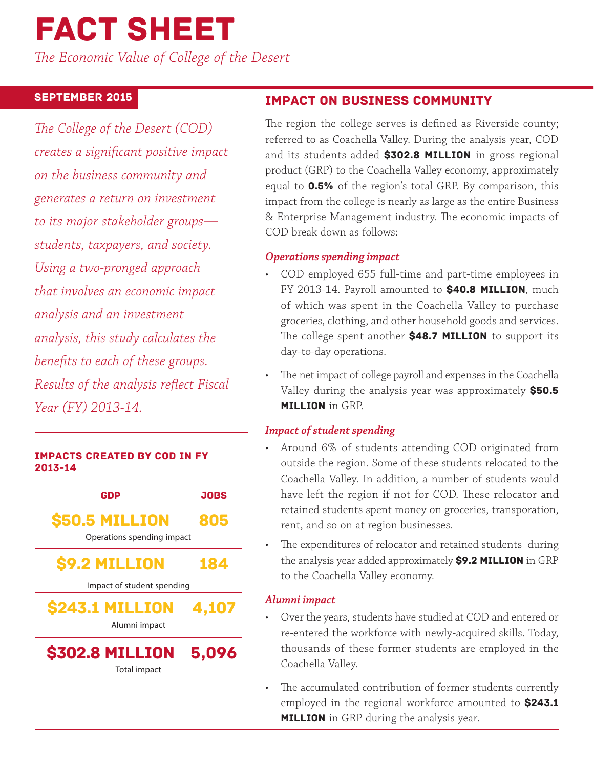# FACT SHEET

*The Economic Value of College of the Desert*

## SEPTEMBER 2015

*The College of the Desert (COD) creates a significant positive impact on the business community and generates a return on investment to its major stakeholder groups—students, taxpayers, and society. Using a two-pronged approach that involves an economic impact analysis and an investment analysis, this study calculates the benefits to each of these groups. Results of the analysis reflect Fiscal Year (FY) 2013-14.*

### IMPACTS CREATED BY COD IN FY 2013-14

| GDP | JOBS |
|---|---|
| **$50.5 MILLION** Operations spending impact | **805** |
| **$9.2 MILLION** Impact of student spending | **184** |
| **$243.1 MILLION** Alumni impact | **4,107** |
| **$302.8 MILLION** Total impact | **5,096** |

## IMPACT ON BUSINESS COMMUNITY

The region the college serves is defined as Riverside county; referred to as Coachella Valley. During the analysis year, COD and its students added **$302.8 MILLION** in gross regional product (GRP) to the Coachella Valley economy, approximately equal to **0.5%** of the region's total GRP. By comparison, this impact from the college is nearly as large as the entire Business & Enterprise Management industry. The economic impacts of COD break down as follows:

### *Operations spending impact*

- COD employed 655 full-time and part-time employees in FY 2013-14. Payroll amounted to **$40.8 MILLION**, much of which was spent in the Coachella Valley to purchase groceries, clothing, and other household goods and services. The college spent another **$48.7 MILLION** to support its day-to-day operations.
- The net impact of college payroll and expenses in the Coachella Valley during the analysis year was approximately **$50.5 MILLION** in GRP.

### *Impact of student spending*

- Around 6% of students attending COD originated from outside the region. Some of these students relocated to the Coachella Valley. In addition, a number of students would have left the region if not for COD. These relocator and retained students spent money on groceries, transporation, rent, and so on at region businesses.
- The expenditures of relocator and retained students during the analysis year added approximately **$9.2 MILLION** in GRP to the Coachella Valley economy.

### *Alumni impact*

- Over the years, students have studied at COD and entered or re-entered the workforce with newly-acquired skills. Today, thousands of these former students are employed in the Coachella Valley.
- The accumulated contribution of former students currently employed in the regional workforce amounted to **$243.1 MILLION** in GRP during the analysis year.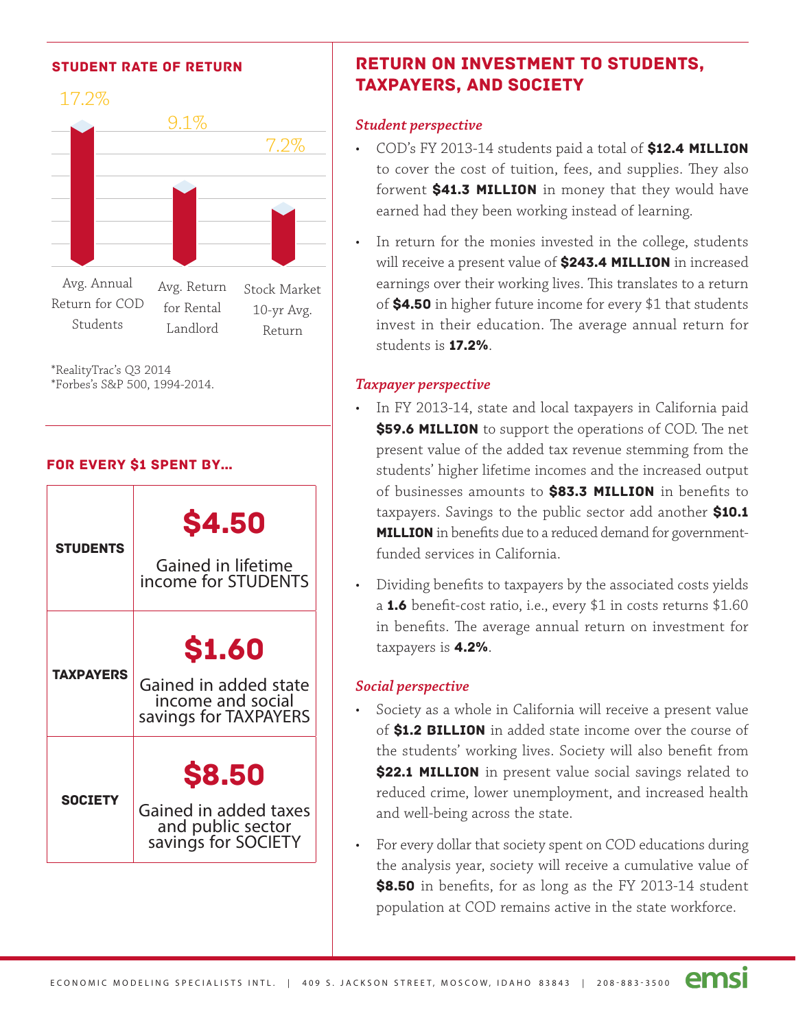## STUDENT RATE OF RETURN

17.2%

9.1%

7.2%

Avg. Annual Return for COD Students

Avg. Return for Rental Landlord

Stock Market 10-yr Avg. Return

*RealityTrac's Q3 2014
*Forbes's S&P 500, 1994-2014.

## FOR EVERY $1 SPENT BY...

| | |
|---|---|
| **STUDENTS** | **$4.50** Gained in lifetime income for STUDENTS |
| **TAXPAYERS** | **$1.60** Gained in added state income and social savings for TAXPAYERS |
| **SOCIETY** | **$8.50** Gained in added taxes and public sector savings for SOCIETY |

## RETURN ON INVESTMENT TO STUDENTS, TAXPAYERS, AND SOCIETY

### *Student perspective*

- COD's FY 2013-14 students paid a total of **$12.4 MILLION** to cover the cost of tuition, fees, and supplies. They also forwent **$41.3 MILLION** in money that they would have earned had they been working instead of learning.
- In return for the monies invested in the college, students will receive a present value of **$243.4 MILLION** in increased earnings over their working lives. This translates to a return of **$4.50** in higher future income for every $1 that students invest in their education. The average annual return for students is **17.2%**.

### *Taxpayer perspective*

- In FY 2013-14, state and local taxpayers in California paid **$59.6 MILLION** to support the operations of COD. The net present value of the added tax revenue stemming from the students' higher lifetime incomes and the increased output of businesses amounts to **$83.3 MILLION** in benefits to taxpayers. Savings to the public sector add another **$10.1 MILLION** in benefits due to a reduced demand for government-funded services in California.
- Dividing benefits to taxpayers by the associated costs yields a **1.6** benefit-cost ratio, i.e., every $1 in costs returns $1.60 in benefits. The average annual return on investment for taxpayers is **4.2%**.

### *Social perspective*

- Society as a whole in California will receive a present value of **$1.2 BILLION** in added state income over the course of the students' working lives. Society will also benefit from **$22.1 MILLION** in present value social savings related to reduced crime, lower unemployment, and increased health and well-being across the state.
- For every dollar that society spent on COD educations during the analysis year, society will receive a cumulative value of **$8.50** in benefits, for as long as the FY 2013-14 student population at COD remains active in the state workforce.